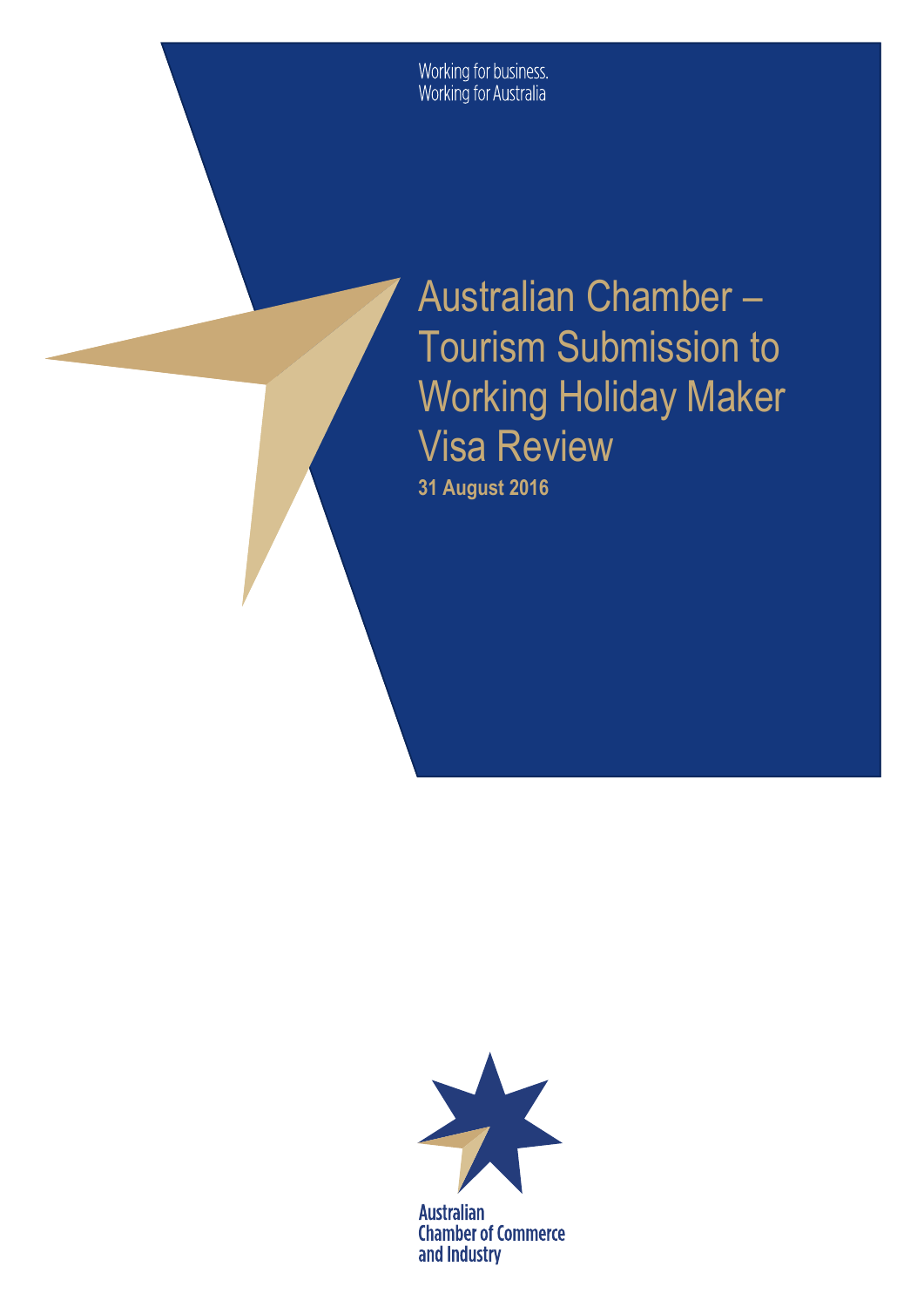Working for business.
Working for Australia

# Australian Chamber – Tourism Submission to Working Holiday Maker Visa Review

**31 August 2016**

Australian Chamber of Commerce and Industry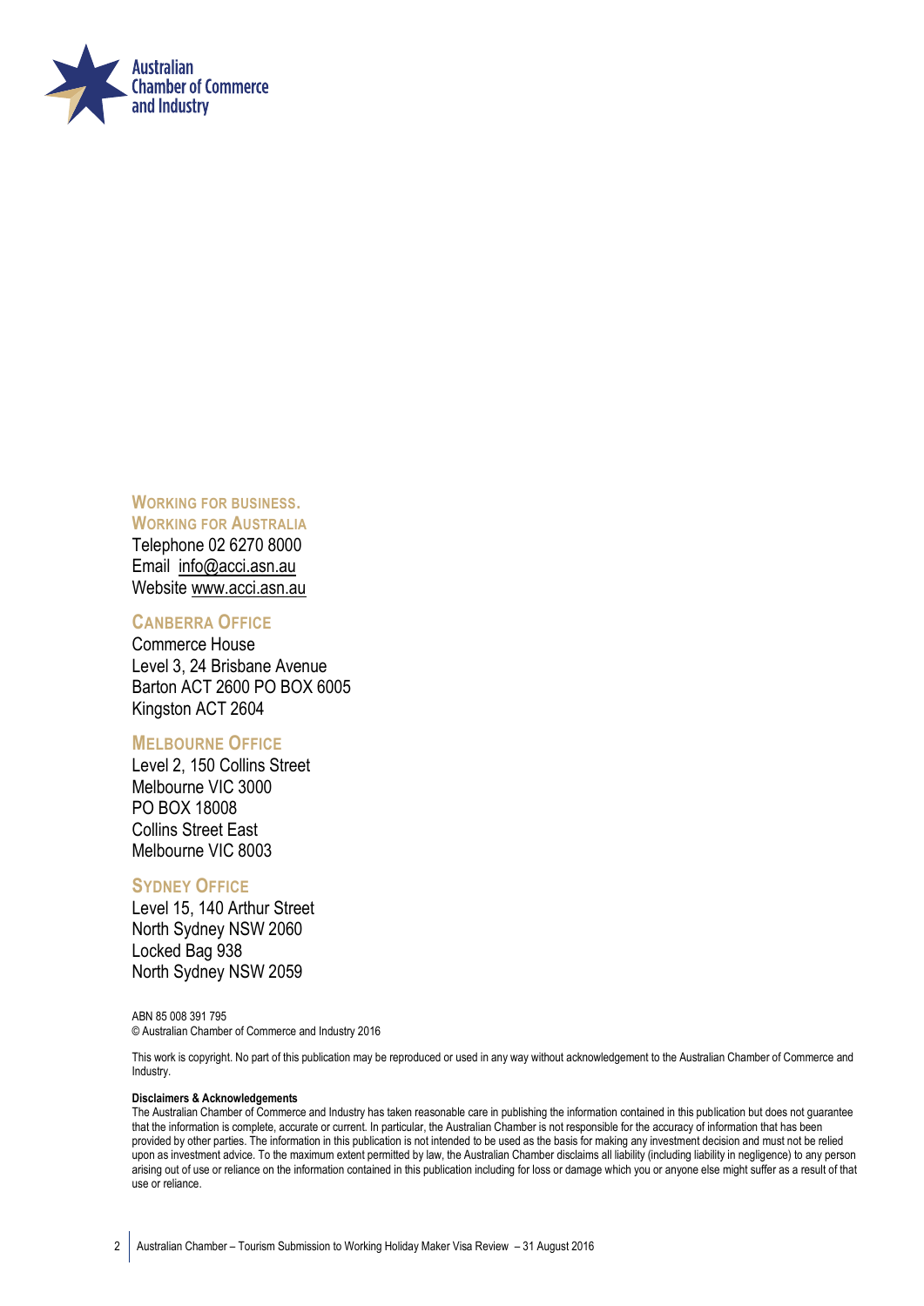Australian Chamber of Commerce and Industry

**WORKING FOR BUSINESS.**
**WORKING FOR AUSTRALIA**

Telephone 02 6270 8000
Email info@acci.asn.au
Website www.acci.asn.au

**CANBERRA OFFICE**

Commerce House
Level 3, 24 Brisbane Avenue
Barton ACT 2600 PO BOX 6005
Kingston ACT 2604

**MELBOURNE OFFICE**

Level 2, 150 Collins Street
Melbourne VIC 3000
PO BOX 18008
Collins Street East
Melbourne VIC 8003

**SYDNEY OFFICE**

Level 15, 140 Arthur Street
North Sydney NSW 2060
Locked Bag 938
North Sydney NSW 2059

ABN 85 008 391 795
© Australian Chamber of Commerce and Industry 2016

This work is copyright. No part of this publication may be reproduced or used in any way without acknowledgement to the Australian Chamber of Commerce and Industry.

**Disclaimers & Acknowledgements**

The Australian Chamber of Commerce and Industry has taken reasonable care in publishing the information contained in this publication but does not guarantee that the information is complete, accurate or current. In particular, the Australian Chamber is not responsible for the accuracy of information that has been provided by other parties. The information in this publication is not intended to be used as the basis for making any investment decision and must not be relied upon as investment advice. To the maximum extent permitted by law, the Australian Chamber disclaims all liability (including liability in negligence) to any person arising out of use or reliance on the information contained in this publication including for loss or damage which you or anyone else might suffer as a result of that use or reliance.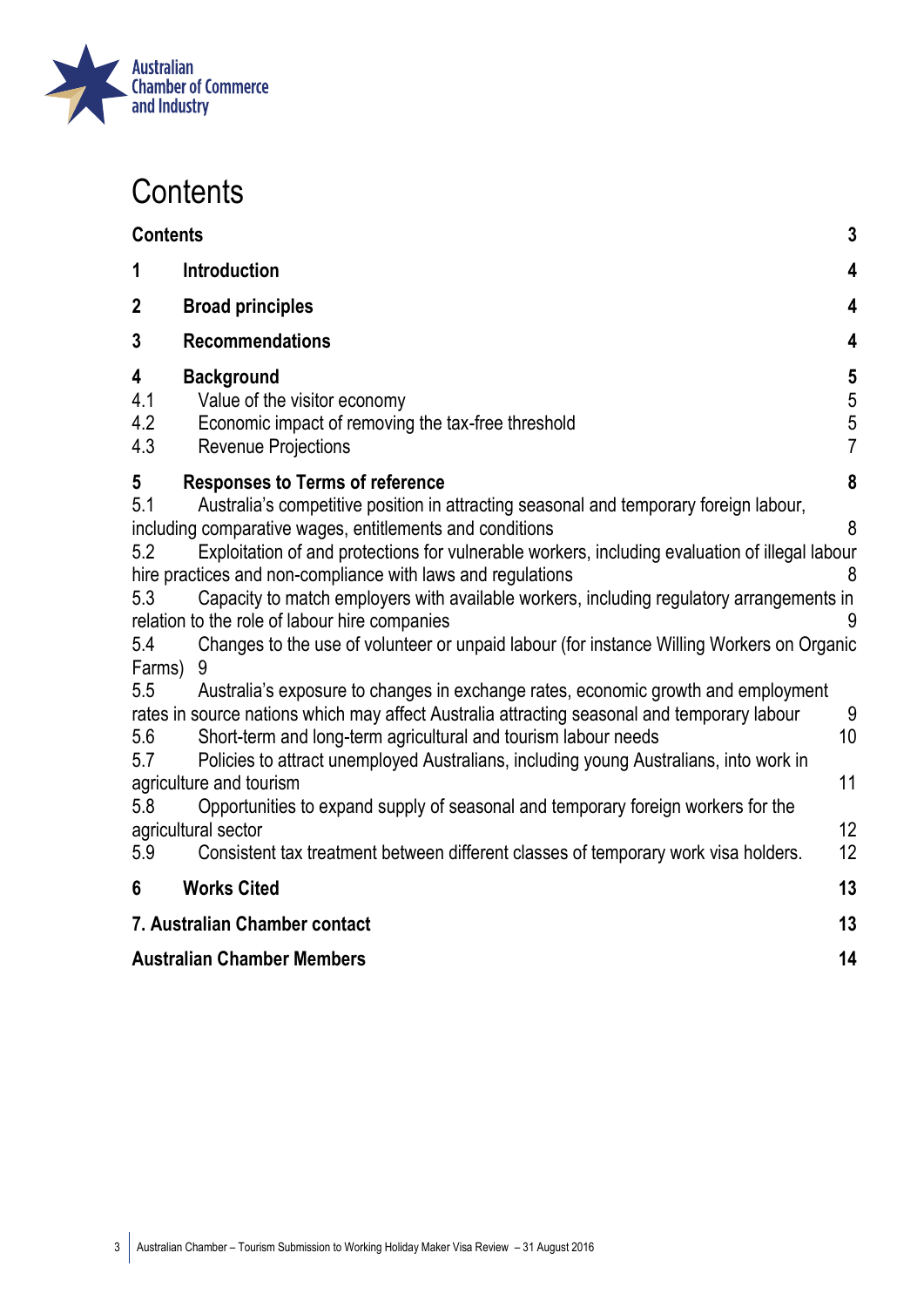# Contents

| | | |
|---|---|---|
| **Contents** | | **3** |
| **1** | **Introduction** | **4** |
| **2** | **Broad principles** | **4** |
| **3** | **Recommendations** | **4** |
| **4** | **Background** | **5** |
| 4.1 | Value of the visitor economy | 5 |
| 4.2 | Economic impact of removing the tax-free threshold | 5 |
| 4.3 | Revenue Projections | 7 |
| **5** | **Responses to Terms of reference** | **8** |
| 5.1 | Australia's competitive position in attracting seasonal and temporary foreign labour, including comparative wages, entitlements and conditions | 8 |
| 5.2 | Exploitation of and protections for vulnerable workers, including evaluation of illegal labour hire practices and non-compliance with laws and regulations | 8 |
| 5.3 | Capacity to match employers with available workers, including regulatory arrangements in relation to the role of labour hire companies | 9 |
| 5.4 | Changes to the use of volunteer or unpaid labour (for instance Willing Workers on Organic Farms) | 9 |
| 5.5 | Australia's exposure to changes in exchange rates, economic growth and employment rates in source nations which may affect Australia attracting seasonal and temporary labour | 9 |
| 5.6 | Short-term and long-term agricultural and tourism labour needs | 10 |
| 5.7 | Policies to attract unemployed Australians, including young Australians, into work in agriculture and tourism | 11 |
| 5.8 | Opportunities to expand supply of seasonal and temporary foreign workers for the agricultural sector | 12 |
| 5.9 | Consistent tax treatment between different classes of temporary work visa holders. | 12 |
| **6** | **Works Cited** | **13** |
| **7. Australian Chamber contact** | | **13** |
| **Australian Chamber Members** | | **14** |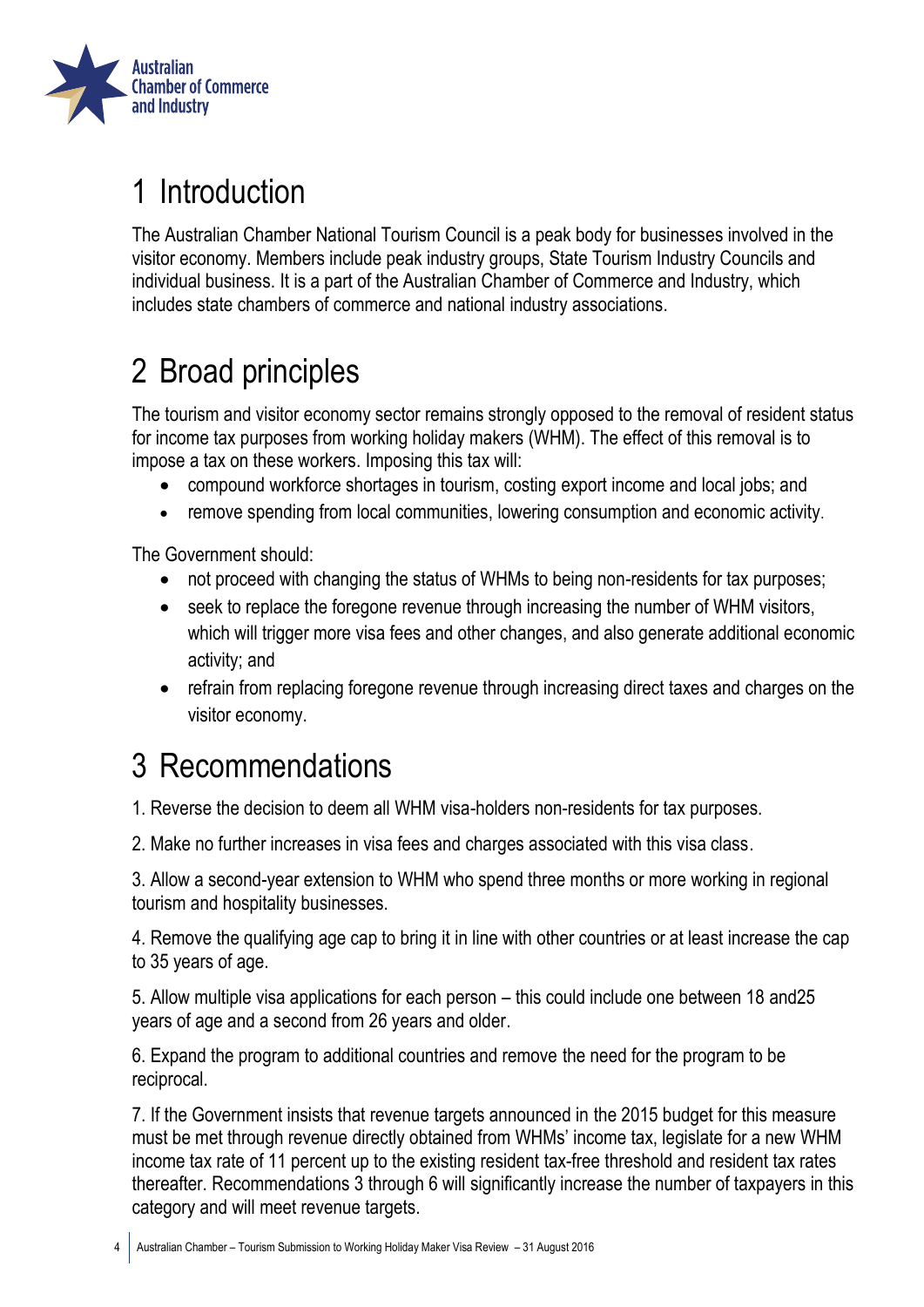# 1 Introduction

The Australian Chamber National Tourism Council is a peak body for businesses involved in the visitor economy. Members include peak industry groups, State Tourism Industry Councils and individual business. It is a part of the Australian Chamber of Commerce and Industry, which includes state chambers of commerce and national industry associations.

# 2 Broad principles

The tourism and visitor economy sector remains strongly opposed to the removal of resident status for income tax purposes from working holiday makers (WHM). The effect of this removal is to impose a tax on these workers. Imposing this tax will:

- compound workforce shortages in tourism, costing export income and local jobs; and
- remove spending from local communities, lowering consumption and economic activity.

The Government should:

- not proceed with changing the status of WHMs to being non-residents for tax purposes;
- seek to replace the foregone revenue through increasing the number of WHM visitors, which will trigger more visa fees and other changes, and also generate additional economic activity; and
- refrain from replacing foregone revenue through increasing direct taxes and charges on the visitor economy.

# 3 Recommendations

1. Reverse the decision to deem all WHM visa-holders non-residents for tax purposes.

2. Make no further increases in visa fees and charges associated with this visa class.

3. Allow a second-year extension to WHM who spend three months or more working in regional tourism and hospitality businesses.

4. Remove the qualifying age cap to bring it in line with other countries or at least increase the cap to 35 years of age.

5. Allow multiple visa applications for each person – this could include one between 18 and25 years of age and a second from 26 years and older.

6. Expand the program to additional countries and remove the need for the program to be reciprocal.

7. If the Government insists that revenue targets announced in the 2015 budget for this measure must be met through revenue directly obtained from WHMs' income tax, legislate for a new WHM income tax rate of 11 percent up to the existing resident tax-free threshold and resident tax rates thereafter. Recommendations 3 through 6 will significantly increase the number of taxpayers in this category and will meet revenue targets.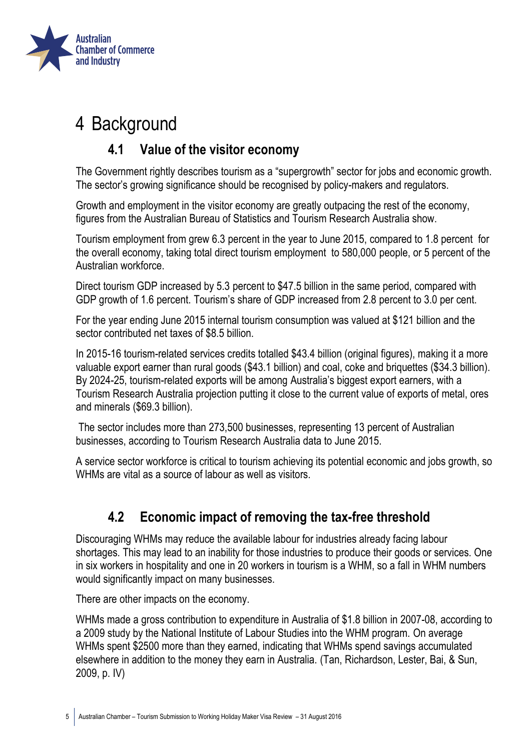# 4 Background

## 4.1 Value of the visitor economy

The Government rightly describes tourism as a "supergrowth" sector for jobs and economic growth. The sector's growing significance should be recognised by policy-makers and regulators.

Growth and employment in the visitor economy are greatly outpacing the rest of the economy, figures from the Australian Bureau of Statistics and Tourism Research Australia show.

Tourism employment from grew 6.3 percent in the year to June 2015, compared to 1.8 percent for the overall economy, taking total direct tourism employment to 580,000 people, or 5 percent of the Australian workforce.

Direct tourism GDP increased by 5.3 percent to $47.5 billion in the same period, compared with GDP growth of 1.6 percent. Tourism's share of GDP increased from 2.8 percent to 3.0 per cent.

For the year ending June 2015 internal tourism consumption was valued at $121 billion and the sector contributed net taxes of $8.5 billion.

In 2015-16 tourism-related services credits totalled $43.4 billion (original figures), making it a more valuable export earner than rural goods ($43.1 billion) and coal, coke and briquettes ($34.3 billion). By 2024-25, tourism-related exports will be among Australia's biggest export earners, with a Tourism Research Australia projection putting it close to the current value of exports of metal, ores and minerals ($69.3 billion).

The sector includes more than 273,500 businesses, representing 13 percent of Australian businesses, according to Tourism Research Australia data to June 2015.

A service sector workforce is critical to tourism achieving its potential economic and jobs growth, so WHMs are vital as a source of labour as well as visitors.

## 4.2 Economic impact of removing the tax-free threshold

Discouraging WHMs may reduce the available labour for industries already facing labour shortages. This may lead to an inability for those industries to produce their goods or services. One in six workers in hospitality and one in 20 workers in tourism is a WHM, so a fall in WHM numbers would significantly impact on many businesses.

There are other impacts on the economy.

WHMs made a gross contribution to expenditure in Australia of $1.8 billion in 2007-08, according to a 2009 study by the National Institute of Labour Studies into the WHM program. On average WHMs spent $2500 more than they earned, indicating that WHMs spend savings accumulated elsewhere in addition to the money they earn in Australia. (Tan, Richardson, Lester, Bai, & Sun, 2009, p. IV)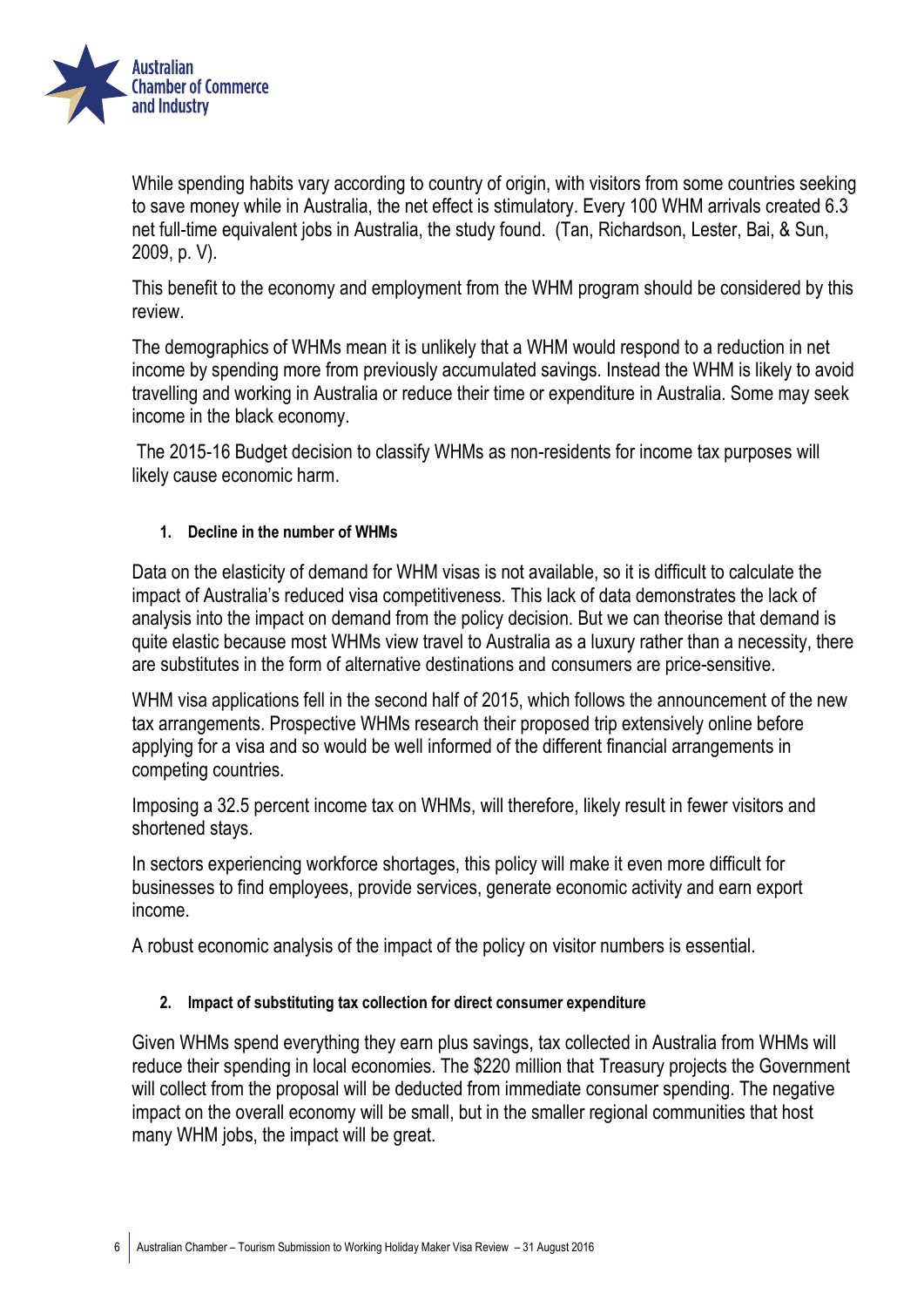While spending habits vary according to country of origin, with visitors from some countries seeking to save money while in Australia, the net effect is stimulatory. Every 100 WHM arrivals created 6.3 net full-time equivalent jobs in Australia, the study found. (Tan, Richardson, Lester, Bai, & Sun, 2009, p. V).

This benefit to the economy and employment from the WHM program should be considered by this review.

The demographics of WHMs mean it is unlikely that a WHM would respond to a reduction in net income by spending more from previously accumulated savings. Instead the WHM is likely to avoid travelling and working in Australia or reduce their time or expenditure in Australia. Some may seek income in the black economy.

The 2015-16 Budget decision to classify WHMs as non-residents for income tax purposes will likely cause economic harm.

#### 1. Decline in the number of WHMs

Data on the elasticity of demand for WHM visas is not available, so it is difficult to calculate the impact of Australia's reduced visa competitiveness. This lack of data demonstrates the lack of analysis into the impact on demand from the policy decision. But we can theorise that demand is quite elastic because most WHMs view travel to Australia as a luxury rather than a necessity, there are substitutes in the form of alternative destinations and consumers are price-sensitive.

WHM visa applications fell in the second half of 2015, which follows the announcement of the new tax arrangements. Prospective WHMs research their proposed trip extensively online before applying for a visa and so would be well informed of the different financial arrangements in competing countries.

Imposing a 32.5 percent income tax on WHMs, will therefore, likely result in fewer visitors and shortened stays.

In sectors experiencing workforce shortages, this policy will make it even more difficult for businesses to find employees, provide services, generate economic activity and earn export income.

A robust economic analysis of the impact of the policy on visitor numbers is essential.

#### 2. Impact of substituting tax collection for direct consumer expenditure

Given WHMs spend everything they earn plus savings, tax collected in Australia from WHMs will reduce their spending in local economies. The $220 million that Treasury projects the Government will collect from the proposal will be deducted from immediate consumer spending. The negative impact on the overall economy will be small, but in the smaller regional communities that host many WHM jobs, the impact will be great.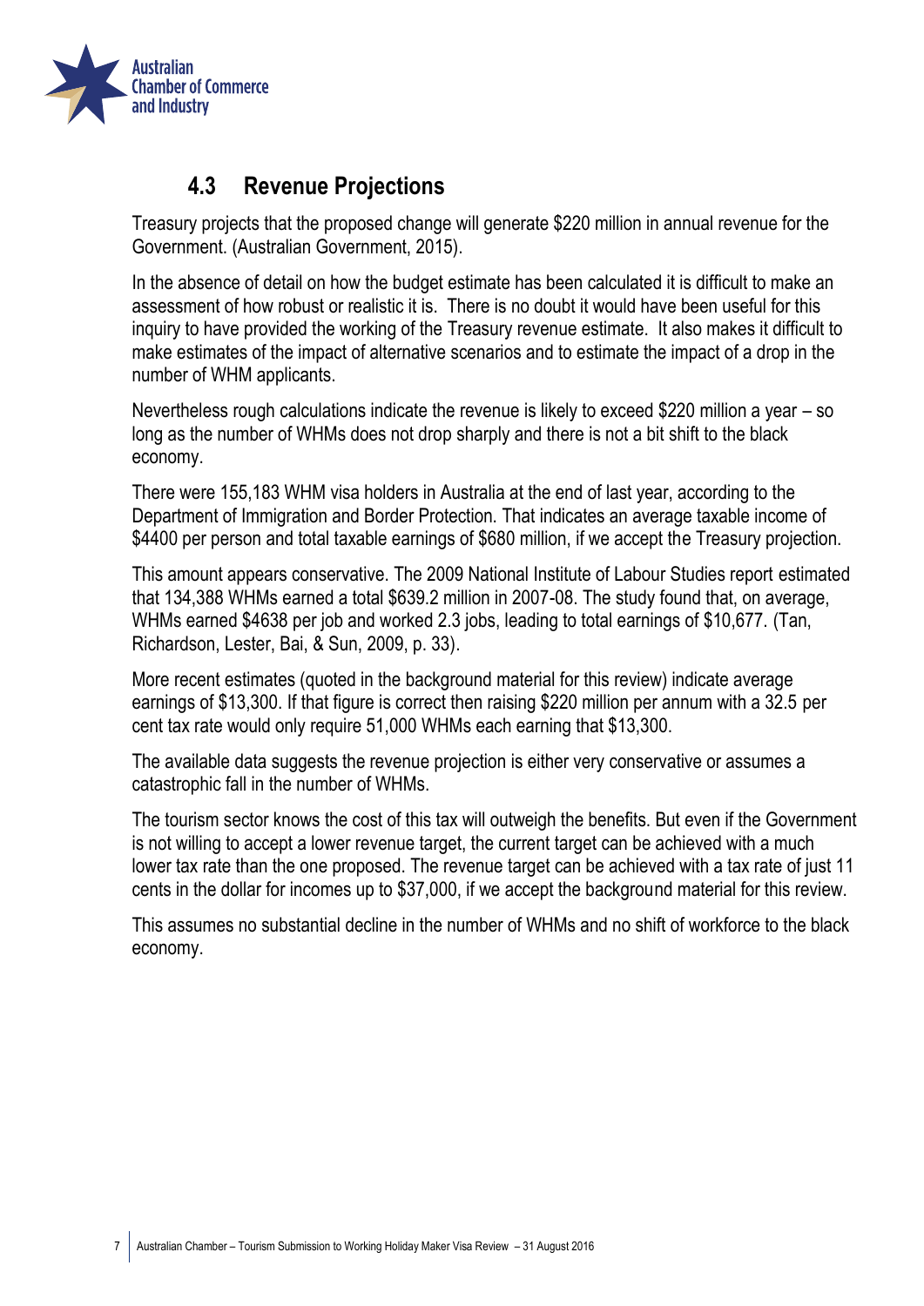## 4.3 Revenue Projections

Treasury projects that the proposed change will generate $220 million in annual revenue for the Government. (Australian Government, 2015).

In the absence of detail on how the budget estimate has been calculated it is difficult to make an assessment of how robust or realistic it is. There is no doubt it would have been useful for this inquiry to have provided the working of the Treasury revenue estimate. It also makes it difficult to make estimates of the impact of alternative scenarios and to estimate the impact of a drop in the number of WHM applicants.

Nevertheless rough calculations indicate the revenue is likely to exceed $220 million a year – so long as the number of WHMs does not drop sharply and there is not a bit shift to the black economy.

There were 155,183 WHM visa holders in Australia at the end of last year, according to the Department of Immigration and Border Protection. That indicates an average taxable income of $4400 per person and total taxable earnings of $680 million, if we accept the Treasury projection.

This amount appears conservative. The 2009 National Institute of Labour Studies report estimated that 134,388 WHMs earned a total $639.2 million in 2007-08. The study found that, on average, WHMs earned $4638 per job and worked 2.3 jobs, leading to total earnings of $10,677. (Tan, Richardson, Lester, Bai, & Sun, 2009, p. 33).

More recent estimates (quoted in the background material for this review) indicate average earnings of $13,300. If that figure is correct then raising $220 million per annum with a 32.5 per cent tax rate would only require 51,000 WHMs each earning that $13,300.

The available data suggests the revenue projection is either very conservative or assumes a catastrophic fall in the number of WHMs.

The tourism sector knows the cost of this tax will outweigh the benefits. But even if the Government is not willing to accept a lower revenue target, the current target can be achieved with a much lower tax rate than the one proposed. The revenue target can be achieved with a tax rate of just 11 cents in the dollar for incomes up to $37,000, if we accept the background material for this review.

This assumes no substantial decline in the number of WHMs and no shift of workforce to the black economy.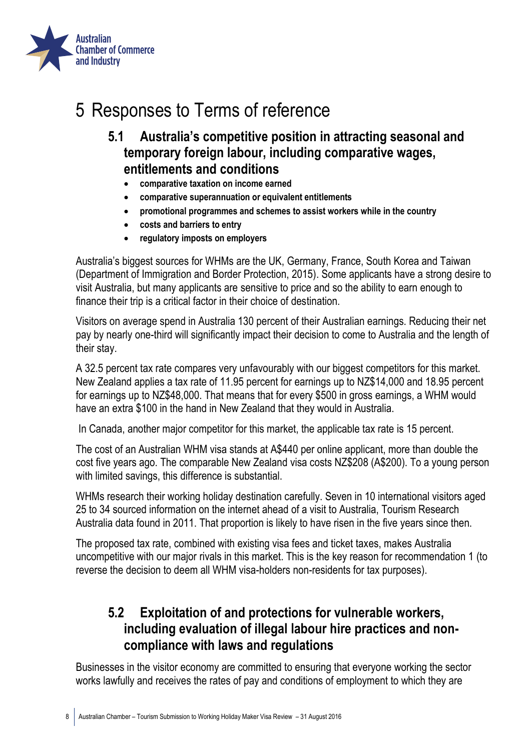# 5 Responses to Terms of reference

## 5.1 Australia's competitive position in attracting seasonal and temporary foreign labour, including comparative wages, entitlements and conditions

- **comparative taxation on income earned**
- **comparative superannuation or equivalent entitlements**
- **promotional programmes and schemes to assist workers while in the country**
- **costs and barriers to entry**
- **regulatory imposts on employers**

Australia's biggest sources for WHMs are the UK, Germany, France, South Korea and Taiwan (Department of Immigration and Border Protection, 2015). Some applicants have a strong desire to visit Australia, but many applicants are sensitive to price and so the ability to earn enough to finance their trip is a critical factor in their choice of destination.

Visitors on average spend in Australia 130 percent of their Australian earnings. Reducing their net pay by nearly one-third will significantly impact their decision to come to Australia and the length of their stay.

A 32.5 percent tax rate compares very unfavourably with our biggest competitors for this market. New Zealand applies a tax rate of 11.95 percent for earnings up to NZ$14,000 and 18.95 percent for earnings up to NZ$48,000. That means that for every $500 in gross earnings, a WHM would have an extra $100 in the hand in New Zealand that they would in Australia.

In Canada, another major competitor for this market, the applicable tax rate is 15 percent.

The cost of an Australian WHM visa stands at A$440 per online applicant, more than double the cost five years ago. The comparable New Zealand visa costs NZ$208 (A$200). To a young person with limited savings, this difference is substantial.

WHMs research their working holiday destination carefully. Seven in 10 international visitors aged 25 to 34 sourced information on the internet ahead of a visit to Australia, Tourism Research Australia data found in 2011. That proportion is likely to have risen in the five years since then.

The proposed tax rate, combined with existing visa fees and ticket taxes, makes Australia uncompetitive with our major rivals in this market. This is the key reason for recommendation 1 (to reverse the decision to deem all WHM visa-holders non-residents for tax purposes).

## 5.2 Exploitation of and protections for vulnerable workers, including evaluation of illegal labour hire practices and non-compliance with laws and regulations

Businesses in the visitor economy are committed to ensuring that everyone working the sector works lawfully and receives the rates of pay and conditions of employment to which they are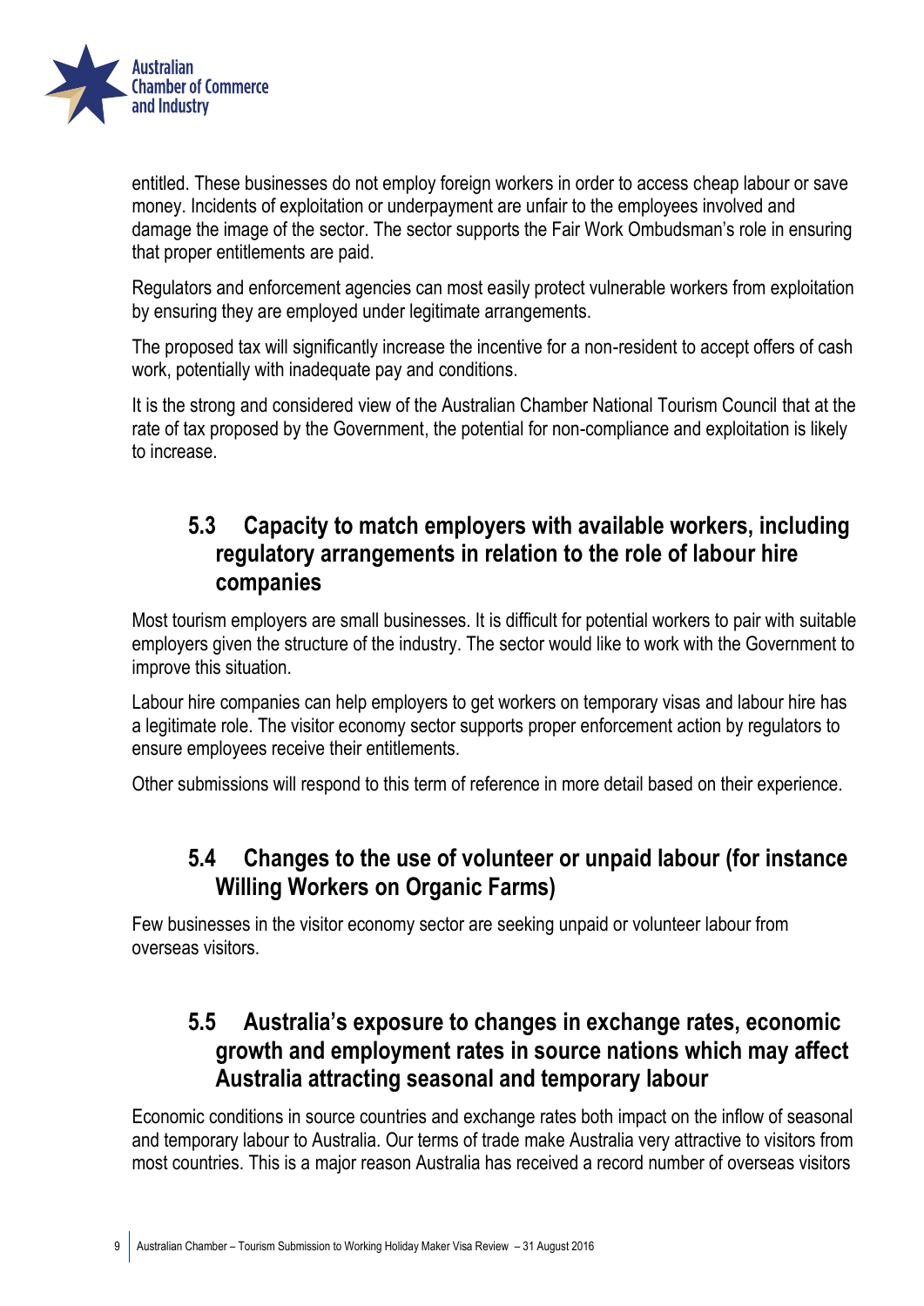entitled. These businesses do not employ foreign workers in order to access cheap labour or save money. Incidents of exploitation or underpayment are unfair to the employees involved and damage the image of the sector. The sector supports the Fair Work Ombudsman's role in ensuring that proper entitlements are paid.

Regulators and enforcement agencies can most easily protect vulnerable workers from exploitation by ensuring they are employed under legitimate arrangements.

The proposed tax will significantly increase the incentive for a non-resident to accept offers of cash work, potentially with inadequate pay and conditions.

It is the strong and considered view of the Australian Chamber National Tourism Council that at the rate of tax proposed by the Government, the potential for non-compliance and exploitation is likely to increase.

## 5.3 Capacity to match employers with available workers, including regulatory arrangements in relation to the role of labour hire companies

Most tourism employers are small businesses. It is difficult for potential workers to pair with suitable employers given the structure of the industry. The sector would like to work with the Government to improve this situation.

Labour hire companies can help employers to get workers on temporary visas and labour hire has a legitimate role. The visitor economy sector supports proper enforcement action by regulators to ensure employees receive their entitlements.

Other submissions will respond to this term of reference in more detail based on their experience.

## 5.4 Changes to the use of volunteer or unpaid labour (for instance Willing Workers on Organic Farms)

Few businesses in the visitor economy sector are seeking unpaid or volunteer labour from overseas visitors.

## 5.5 Australia's exposure to changes in exchange rates, economic growth and employment rates in source nations which may affect Australia attracting seasonal and temporary labour

Economic conditions in source countries and exchange rates both impact on the inflow of seasonal and temporary labour to Australia. Our terms of trade make Australia very attractive to visitors from most countries. This is a major reason Australia has received a record number of overseas visitors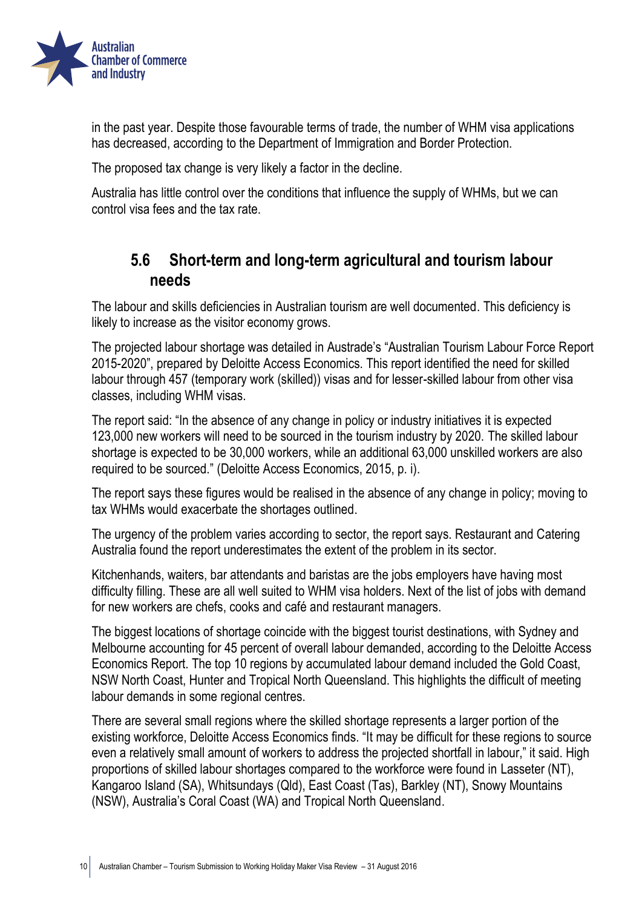in the past year. Despite those favourable terms of trade, the number of WHM visa applications has decreased, according to the Department of Immigration and Border Protection.

The proposed tax change is very likely a factor in the decline.

Australia has little control over the conditions that influence the supply of WHMs, but we can control visa fees and the tax rate.

## 5.6 Short-term and long-term agricultural and tourism labour needs

The labour and skills deficiencies in Australian tourism are well documented. This deficiency is likely to increase as the visitor economy grows.

The projected labour shortage was detailed in Austrade's "Australian Tourism Labour Force Report 2015-2020", prepared by Deloitte Access Economics. This report identified the need for skilled labour through 457 (temporary work (skilled)) visas and for lesser-skilled labour from other visa classes, including WHM visas.

The report said: "In the absence of any change in policy or industry initiatives it is expected 123,000 new workers will need to be sourced in the tourism industry by 2020. The skilled labour shortage is expected to be 30,000 workers, while an additional 63,000 unskilled workers are also required to be sourced." (Deloitte Access Economics, 2015, p. i).

The report says these figures would be realised in the absence of any change in policy; moving to tax WHMs would exacerbate the shortages outlined.

The urgency of the problem varies according to sector, the report says. Restaurant and Catering Australia found the report underestimates the extent of the problem in its sector.

Kitchenhands, waiters, bar attendants and baristas are the jobs employers have having most difficulty filling. These are all well suited to WHM visa holders. Next of the list of jobs with demand for new workers are chefs, cooks and café and restaurant managers.

The biggest locations of shortage coincide with the biggest tourist destinations, with Sydney and Melbourne accounting for 45 percent of overall labour demanded, according to the Deloitte Access Economics Report. The top 10 regions by accumulated labour demand included the Gold Coast, NSW North Coast, Hunter and Tropical North Queensland. This highlights the difficult of meeting labour demands in some regional centres.

There are several small regions where the skilled shortage represents a larger portion of the existing workforce, Deloitte Access Economics finds. "It may be difficult for these regions to source even a relatively small amount of workers to address the projected shortfall in labour," it said. High proportions of skilled labour shortages compared to the workforce were found in Lasseter (NT), Kangaroo Island (SA), Whitsundays (Qld), East Coast (Tas), Barkley (NT), Snowy Mountains (NSW), Australia's Coral Coast (WA) and Tropical North Queensland.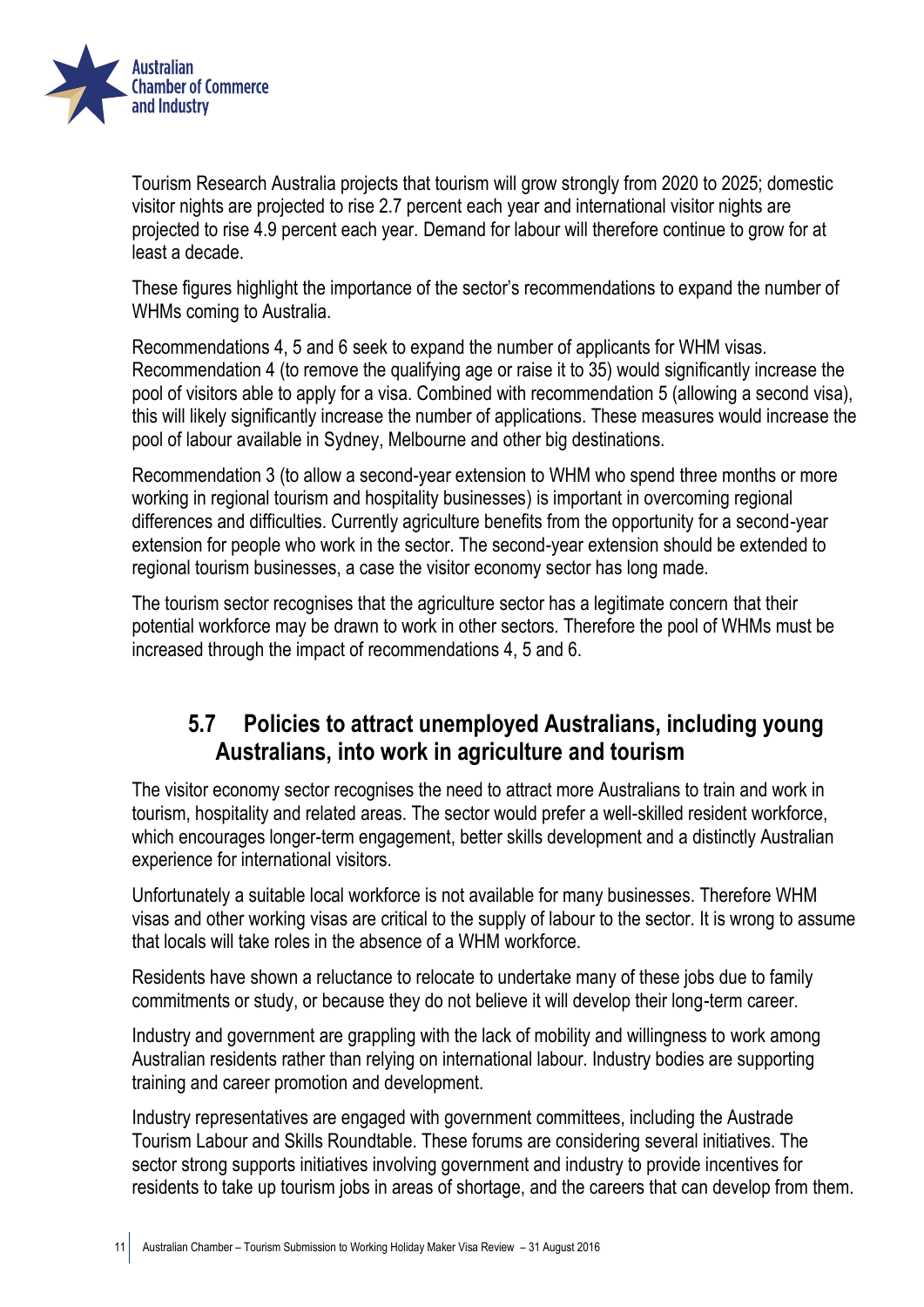Tourism Research Australia projects that tourism will grow strongly from 2020 to 2025; domestic visitor nights are projected to rise 2.7 percent each year and international visitor nights are projected to rise 4.9 percent each year. Demand for labour will therefore continue to grow for at least a decade.

These figures highlight the importance of the sector's recommendations to expand the number of WHMs coming to Australia.

Recommendations 4, 5 and 6 seek to expand the number of applicants for WHM visas. Recommendation 4 (to remove the qualifying age or raise it to 35) would significantly increase the pool of visitors able to apply for a visa. Combined with recommendation 5 (allowing a second visa), this will likely significantly increase the number of applications. These measures would increase the pool of labour available in Sydney, Melbourne and other big destinations.

Recommendation 3 (to allow a second-year extension to WHM who spend three months or more working in regional tourism and hospitality businesses) is important in overcoming regional differences and difficulties. Currently agriculture benefits from the opportunity for a second-year extension for people who work in the sector. The second-year extension should be extended to regional tourism businesses, a case the visitor economy sector has long made.

The tourism sector recognises that the agriculture sector has a legitimate concern that their potential workforce may be drawn to work in other sectors. Therefore the pool of WHMs must be increased through the impact of recommendations 4, 5 and 6.

## 5.7 Policies to attract unemployed Australians, including young Australians, into work in agriculture and tourism

The visitor economy sector recognises the need to attract more Australians to train and work in tourism, hospitality and related areas. The sector would prefer a well-skilled resident workforce, which encourages longer-term engagement, better skills development and a distinctly Australian experience for international visitors.

Unfortunately a suitable local workforce is not available for many businesses. Therefore WHM visas and other working visas are critical to the supply of labour to the sector. It is wrong to assume that locals will take roles in the absence of a WHM workforce.

Residents have shown a reluctance to relocate to undertake many of these jobs due to family commitments or study, or because they do not believe it will develop their long-term career.

Industry and government are grappling with the lack of mobility and willingness to work among Australian residents rather than relying on international labour. Industry bodies are supporting training and career promotion and development.

Industry representatives are engaged with government committees, including the Austrade Tourism Labour and Skills Roundtable. These forums are considering several initiatives. The sector strong supports initiatives involving government and industry to provide incentives for residents to take up tourism jobs in areas of shortage, and the careers that can develop from them.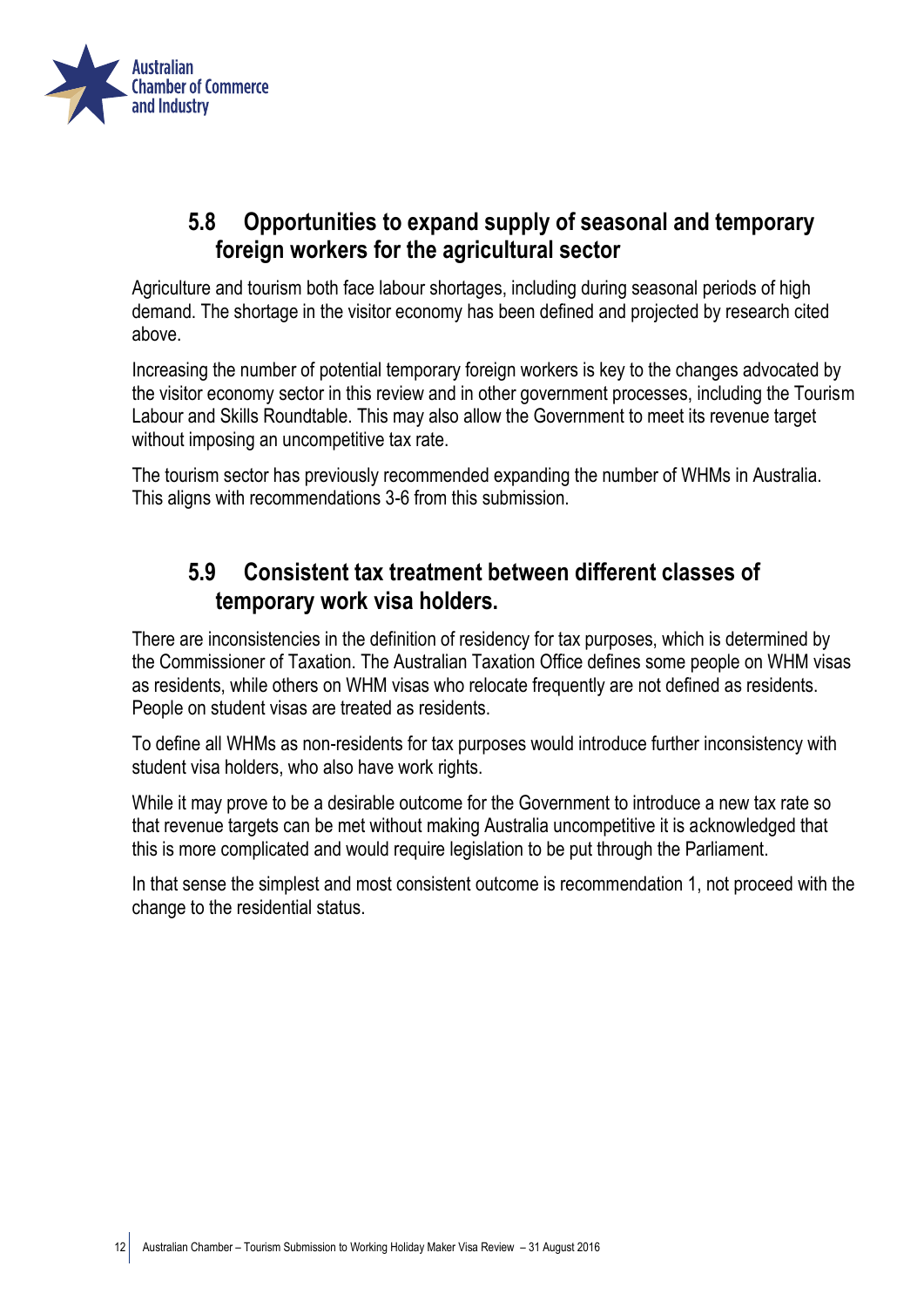## 5.8 Opportunities to expand supply of seasonal and temporary foreign workers for the agricultural sector

Agriculture and tourism both face labour shortages, including during seasonal periods of high demand. The shortage in the visitor economy has been defined and projected by research cited above.

Increasing the number of potential temporary foreign workers is key to the changes advocated by the visitor economy sector in this review and in other government processes, including the Tourism Labour and Skills Roundtable. This may also allow the Government to meet its revenue target without imposing an uncompetitive tax rate.

The tourism sector has previously recommended expanding the number of WHMs in Australia. This aligns with recommendations 3-6 from this submission.

## 5.9 Consistent tax treatment between different classes of temporary work visa holders.

There are inconsistencies in the definition of residency for tax purposes, which is determined by the Commissioner of Taxation. The Australian Taxation Office defines some people on WHM visas as residents, while others on WHM visas who relocate frequently are not defined as residents. People on student visas are treated as residents.

To define all WHMs as non-residents for tax purposes would introduce further inconsistency with student visa holders, who also have work rights.

While it may prove to be a desirable outcome for the Government to introduce a new tax rate so that revenue targets can be met without making Australia uncompetitive it is acknowledged that this is more complicated and would require legislation to be put through the Parliament.

In that sense the simplest and most consistent outcome is recommendation 1, not proceed with the change to the residential status.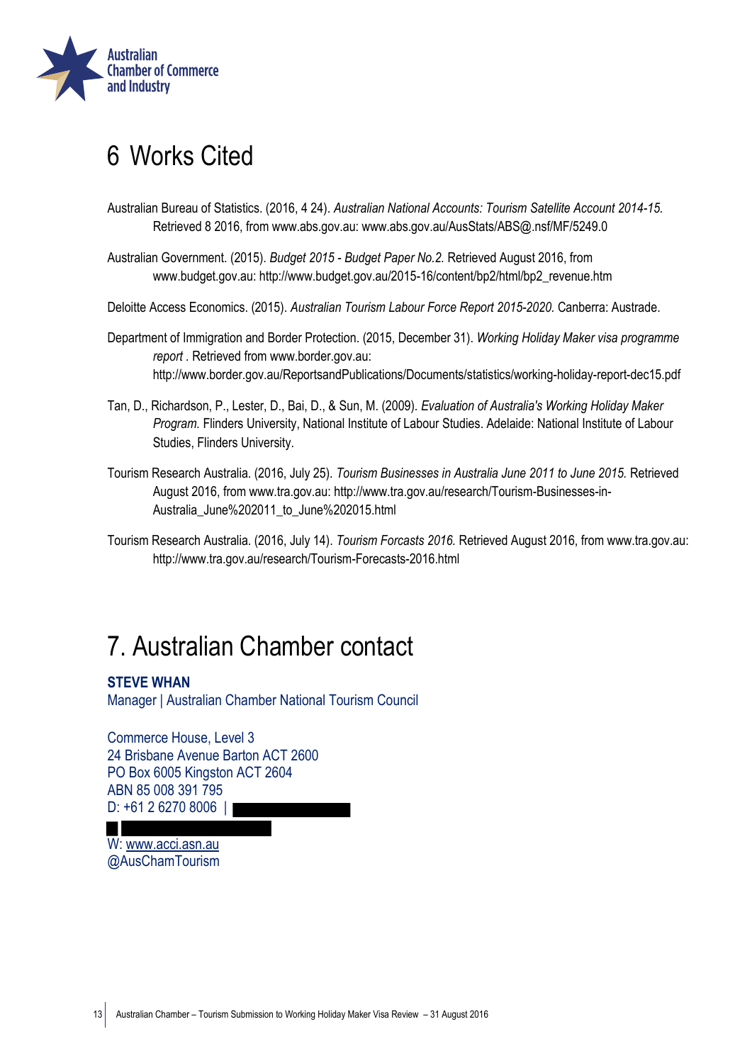# 6 Works Cited

Australian Bureau of Statistics. (2016, 4 24). *Australian National Accounts: Tourism Satellite Account 2014-15.* Retrieved 8 2016, from www.abs.gov.au: www.abs.gov.au/AusStats/ABS@.nsf/MF/5249.0

Australian Government. (2015). *Budget 2015 - Budget Paper No.2.* Retrieved August 2016, from www.budget.gov.au: http://www.budget.gov.au/2015-16/content/bp2/html/bp2_revenue.htm

Deloitte Access Economics. (2015). *Australian Tourism Labour Force Report 2015-2020.* Canberra: Austrade.

Department of Immigration and Border Protection. (2015, December 31). *Working Holiday Maker visa programme report .* Retrieved from www.border.gov.au: http://www.border.gov.au/ReportsandPublications/Documents/statistics/working-holiday-report-dec15.pdf

Tan, D., Richardson, P., Lester, D., Bai, D., & Sun, M. (2009). *Evaluation of Australia's Working Holiday Maker Program.* Flinders University, National Institute of Labour Studies. Adelaide: National Institute of Labour Studies, Flinders University.

Tourism Research Australia. (2016, July 25). *Tourism Businesses in Australia June 2011 to June 2015.* Retrieved August 2016, from www.tra.gov.au: http://www.tra.gov.au/research/Tourism-Businesses-in-Australia_June%202011_to_June%202015.html

Tourism Research Australia. (2016, July 14). *Tourism Forcasts 2016.* Retrieved August 2016, from www.tra.gov.au: http://www.tra.gov.au/research/Tourism-Forecasts-2016.html

# 7. Australian Chamber contact

**STEVE WHAN**
Manager | Australian Chamber National Tourism Council

Commerce House, Level 3
24 Brisbane Avenue Barton ACT 2600
PO Box 6005 Kingston ACT 2604
ABN 85 008 391 795
D: +61 2 6270 8006 |

W: www.acci.asn.au
@AusChamTourism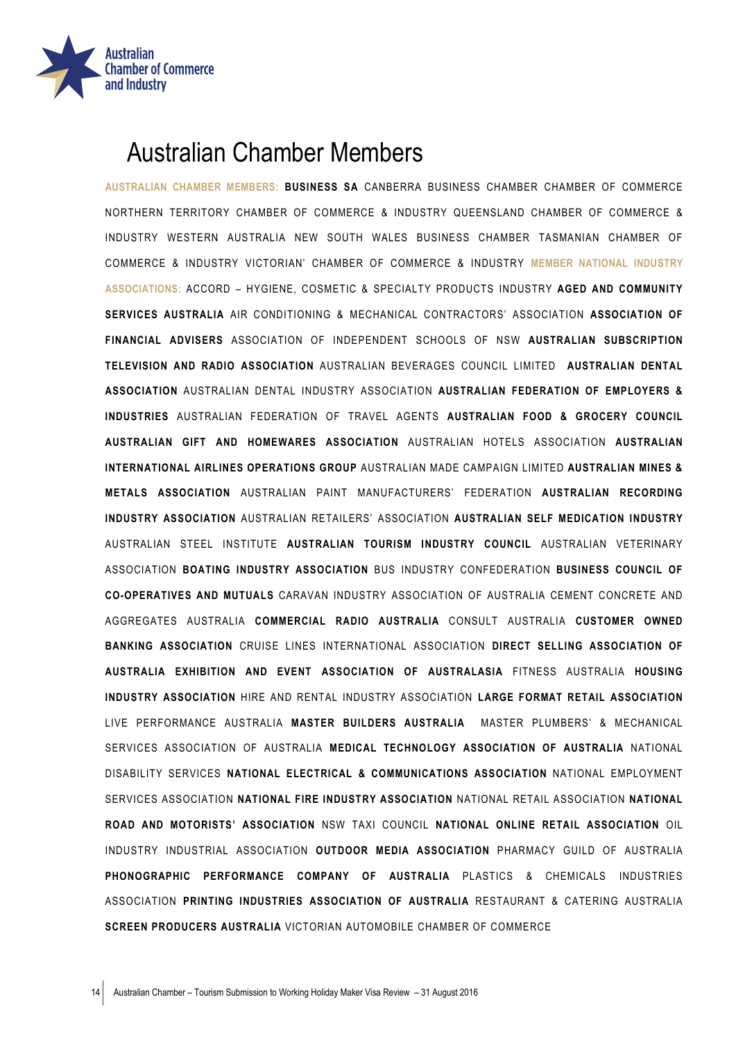# Australian Chamber Members

**AUSTRALIAN CHAMBER MEMBERS:** **BUSINESS SA** CANBERRA BUSINESS CHAMBER CHAMBER OF COMMERCE NORTHERN TERRITORY CHAMBER OF COMMERCE & INDUSTRY QUEENSLAND CHAMBER OF COMMERCE & INDUSTRY WESTERN AUSTRALIA NEW SOUTH WALES BUSINESS CHAMBER TASMANIAN CHAMBER OF COMMERCE & INDUSTRY VICTORIAN' CHAMBER OF COMMERCE & INDUSTRY **MEMBER NATIONAL INDUSTRY ASSOCIATIONS:** ACCORD – HYGIENE, COSMETIC & SPECIALTY PRODUCTS INDUSTRY **AGED AND COMMUNITY SERVICES AUSTRALIA** AIR CONDITIONING & MECHANICAL CONTRACTORS' ASSOCIATION **ASSOCIATION OF FINANCIAL ADVISERS** ASSOCIATION OF INDEPENDENT SCHOOLS OF NSW **AUSTRALIAN SUBSCRIPTION TELEVISION AND RADIO ASSOCIATION** AUSTRALIAN BEVERAGES COUNCIL LIMITED **AUSTRALIAN DENTAL ASSOCIATION** AUSTRALIAN DENTAL INDUSTRY ASSOCIATION **AUSTRALIAN FEDERATION OF EMPLOYERS & INDUSTRIES** AUSTRALIAN FEDERATION OF TRAVEL AGENTS **AUSTRALIAN FOOD & GROCERY COUNCIL AUSTRALIAN GIFT AND HOMEWARES ASSOCIATION** AUSTRALIAN HOTELS ASSOCIATION **AUSTRALIAN INTERNATIONAL AIRLINES OPERATIONS GROUP** AUSTRALIAN MADE CAMPAIGN LIMITED **AUSTRALIAN MINES & METALS ASSOCIATION** AUSTRALIAN PAINT MANUFACTURERS' FEDERATION **AUSTRALIAN RECORDING INDUSTRY ASSOCIATION** AUSTRALIAN RETAILERS' ASSOCIATION **AUSTRALIAN SELF MEDICATION INDUSTRY** AUSTRALIAN STEEL INSTITUTE **AUSTRALIAN TOURISM INDUSTRY COUNCIL** AUSTRALIAN VETERINARY ASSOCIATION **BOATING INDUSTRY ASSOCIATION** BUS INDUSTRY CONFEDERATION **BUSINESS COUNCIL OF CO-OPERATIVES AND MUTUALS** CARAVAN INDUSTRY ASSOCIATION OF AUSTRALIA CEMENT CONCRETE AND AGGREGATES AUSTRALIA **COMMERCIAL RADIO AUSTRALIA** CONSULT AUSTRALIA **CUSTOMER OWNED BANKING ASSOCIATION** CRUISE LINES INTERNATIONAL ASSOCIATION **DIRECT SELLING ASSOCIATION OF AUSTRALIA EXHIBITION AND EVENT ASSOCIATION OF AUSTRALASIA** FITNESS AUSTRALIA **HOUSING INDUSTRY ASSOCIATION** HIRE AND RENTAL INDUSTRY ASSOCIATION **LARGE FORMAT RETAIL ASSOCIATION** LIVE PERFORMANCE AUSTRALIA **MASTER BUILDERS AUSTRALIA** MASTER PLUMBERS' & MECHANICAL SERVICES ASSOCIATION OF AUSTRALIA **MEDICAL TECHNOLOGY ASSOCIATION OF AUSTRALIA** NATIONAL DISABILITY SERVICES **NATIONAL ELECTRICAL & COMMUNICATIONS ASSOCIATION** NATIONAL EMPLOYMENT SERVICES ASSOCIATION **NATIONAL FIRE INDUSTRY ASSOCIATION** NATIONAL RETAIL ASSOCIATION **NATIONAL ROAD AND MOTORISTS' ASSOCIATION** NSW TAXI COUNCIL **NATIONAL ONLINE RETAIL ASSOCIATION** OIL INDUSTRY INDUSTRIAL ASSOCIATION **OUTDOOR MEDIA ASSOCIATION** PHARMACY GUILD OF AUSTRALIA **PHONOGRAPHIC PERFORMANCE COMPANY OF AUSTRALIA** PLASTICS & CHEMICALS INDUSTRIES ASSOCIATION **PRINTING INDUSTRIES ASSOCIATION OF AUSTRALIA** RESTAURANT & CATERING AUSTRALIA **SCREEN PRODUCERS AUSTRALIA** VICTORIAN AUTOMOBILE CHAMBER OF COMMERCE